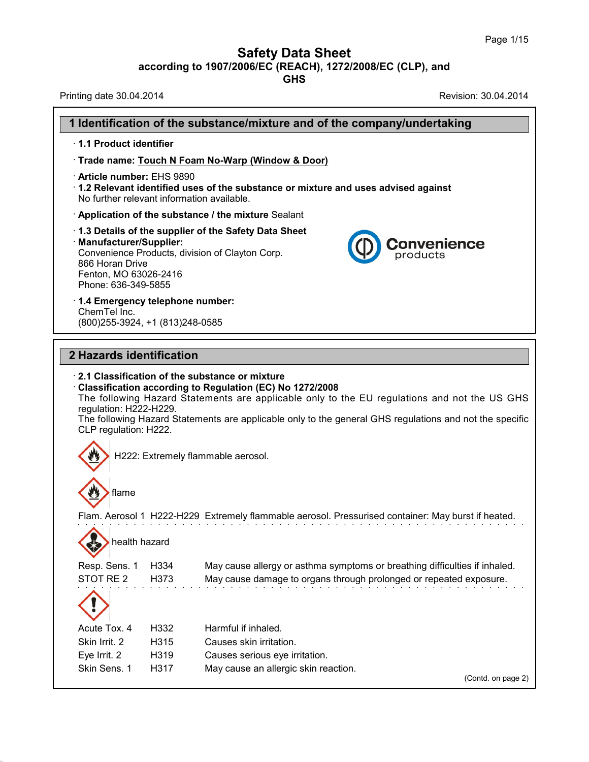# Safety Data Sheet
## according to 1907/2006/EC (REACH), 1272/2008/EC (CLP), and GHS

Printing date 30.04.2014 Revision: 30.04.2014

## 1 Identification of the substance/mixture and of the company/undertaking

· **1.1 Product identifier**

· **Trade name: Touch N Foam No-Warp (Window & Door)**

· **Article number:** EHS 9890

· **1.2 Relevant identified uses of the substance or mixture and uses advised against**
No further relevant information available.

· **Application of the substance / the mixture** Sealant

· **1.3 Details of the supplier of the Safety Data Sheet**

· **Manufacturer/Supplier:**
Convenience Products, division of Clayton Corp.
866 Horan Drive
Fenton, MO 63026-2416
Phone: 636-349-5855

Convenience products

· **1.4 Emergency telephone number:**
ChemTel Inc.
(800)255-3924, +1 (813)248-0585

## 2 Hazards identification

· **2.1 Classification of the substance or mixture**

· **Classification according to Regulation (EC) No 1272/2008**
The following Hazard Statements are applicable only to the EU regulations and not the US GHS regulation: H222-H229.
The following Hazard Statements are applicable only to the general GHS regulations and not the specific CLP regulation: H222.

H222: Extremely flammable aerosol.

flame

Flam. Aerosol 1 H222-H229 Extremely flammable aerosol. Pressurised container: May burst if heated.

health hazard

| | | |
|---|---|---|
| Resp. Sens. 1 | H334 | May cause allergy or asthma symptoms or breathing difficulties if inhaled. |
| STOT RE 2 | H373 | May cause damage to organs through prolonged or repeated exposure. |

| | | |
|---|---|---|
| Acute Tox. 4 | H332 | Harmful if inhaled. |
| Skin Irrit. 2 | H315 | Causes skin irritation. |
| Eye Irrit. 2 | H319 | Causes serious eye irritation. |
| Skin Sens. 1 | H317 | May cause an allergic skin reaction. |

(Contd. on page 2)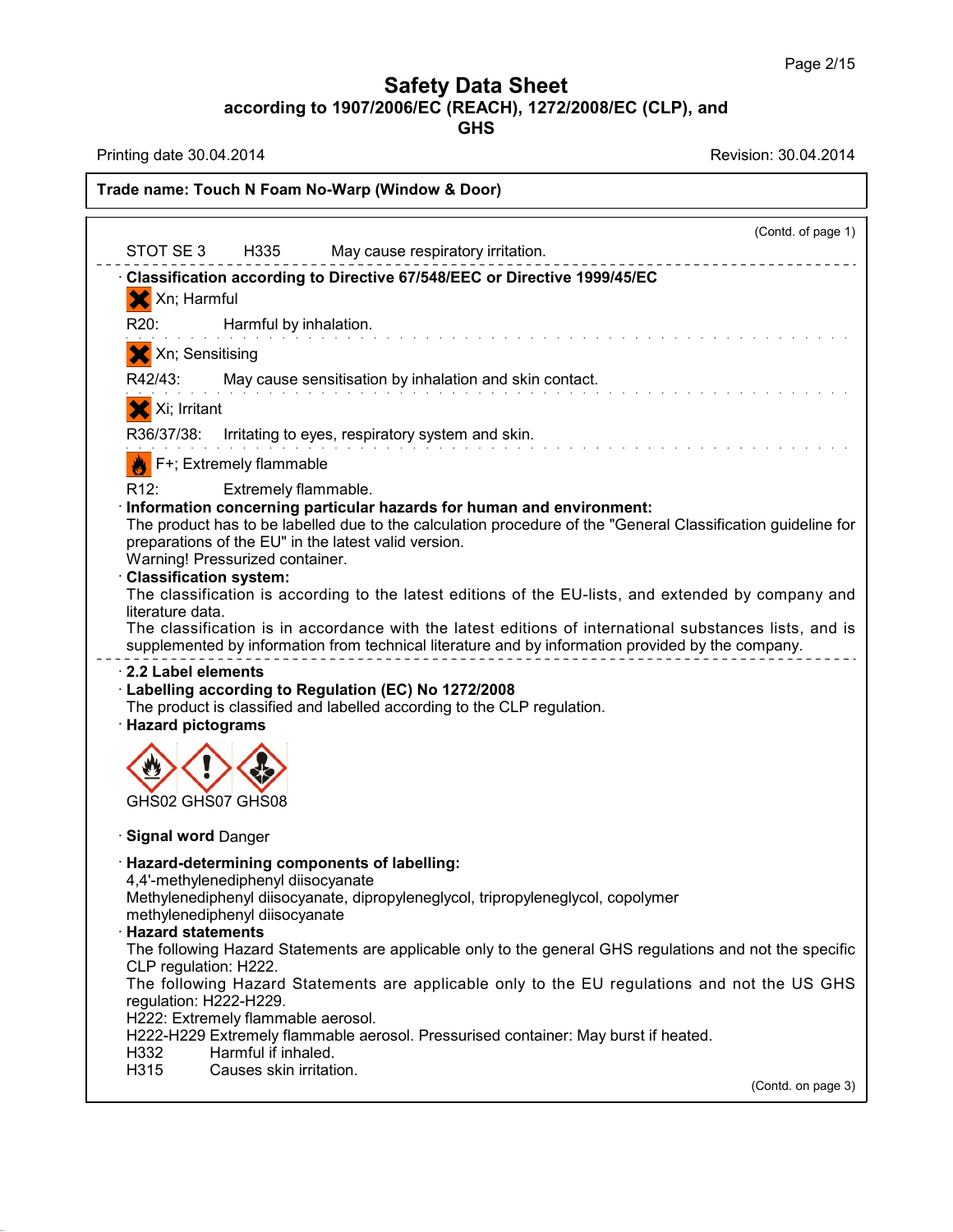**Trade name: Touch N Foam No-Warp (Window & Door)**

(Contd. of page 1)

STOT SE 3 H335 May cause respiratory irritation.

· **Classification according to Directive 67/548/EEC or Directive 1999/45/EC**

Xn; Harmful

R20: Harmful by inhalation.

Xn; Sensitising

R42/43: May cause sensitisation by inhalation and skin contact.

Xi; Irritant

R36/37/38: Irritating to eyes, respiratory system and skin.

F+; Extremely flammable

R12: Extremely flammable.

· **Information concerning particular hazards for human and environment:**
The product has to be labelled due to the calculation procedure of the "General Classification guideline for preparations of the EU" in the latest valid version.
Warning! Pressurized container.

· **Classification system:**
The classification is according to the latest editions of the EU-lists, and extended by company and literature data.
The classification is in accordance with the latest editions of international substances lists, and is supplemented by information from technical literature and by information provided by the company.

· **2.2 Label elements**

· **Labelling according to Regulation (EC) No 1272/2008**
The product is classified and labelled according to the CLP regulation.

· **Hazard pictograms**

GHS02 GHS07 GHS08

· **Signal word** Danger

· **Hazard-determining components of labelling:**
4,4'-methylenediphenyl diisocyanate
Methylenediphenyl diisocyanate, dipropyleneglycol, tripropyleneglycol, copolymer
methylenediphenyl diisocyanate

· **Hazard statements**
The following Hazard Statements are applicable only to the general GHS regulations and not the specific CLP regulation: H222.
The following Hazard Statements are applicable only to the EU regulations and not the US GHS regulation: H222-H229.
H222: Extremely flammable aerosol.
H222-H229 Extremely flammable aerosol. Pressurised container: May burst if heated.
H332 Harmful if inhaled.
H315 Causes skin irritation.

(Contd. on page 3)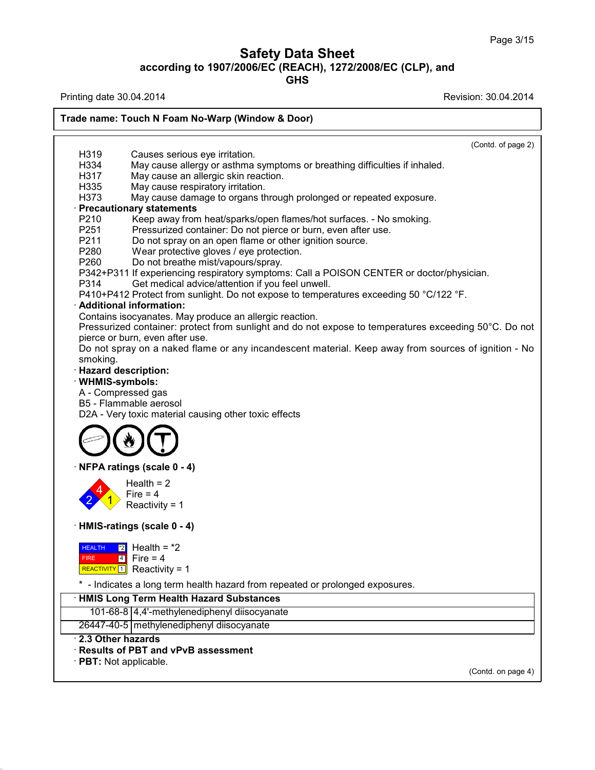# Safety Data Sheet
## according to 1907/2006/EC (REACH), 1272/2008/EC (CLP), and GHS

Printing date 30.04.2014 Revision: 30.04.2014

**Trade name: Touch N Foam No-Warp (Window & Door)**

(Contd. of page 2)

H319 Causes serious eye irritation.
H334 May cause allergy or asthma symptoms or breathing difficulties if inhaled.
H317 May cause an allergic skin reaction.
H335 May cause respiratory irritation.
H373 May cause damage to organs through prolonged or repeated exposure.

· **Precautionary statements**

P210 Keep away from heat/sparks/open flames/hot surfaces. - No smoking.
P251 Pressurized container: Do not pierce or burn, even after use.
P211 Do not spray on an open flame or other ignition source.
P280 Wear protective gloves / eye protection.
P260 Do not breathe mist/vapours/spray.
P342+P311 If experiencing respiratory symptoms: Call a POISON CENTER or doctor/physician.
P314 Get medical advice/attention if you feel unwell.
P410+P412 Protect from sunlight. Do not expose to temperatures exceeding 50 °C/122 °F.

· **Additional information:**

Contains isocyanates. May produce an allergic reaction.
Pressurized container: protect from sunlight and do not expose to temperatures exceeding 50°C. Do not pierce or burn, even after use.
Do not spray on a naked flame or any incandescent material. Keep away from sources of ignition - No smoking.

· **Hazard description:**

· **WHMIS-symbols:**

A - Compressed gas
B5 - Flammable aerosol
D2A - Very toxic material causing other toxic effects

· **NFPA ratings (scale 0 - 4)**

Health = 2
Fire = 4
Reactivity = 1

· **HMIS-ratings (scale 0 - 4)**

HEALTH *2 Health = *2
FIRE 4 Fire = 4
REACTIVITY 1 Reactivity = 1

* - Indicates a long term health hazard from repeated or prolonged exposures.

| · HMIS Long Term Health Hazard Substances | |
|---|---|
| 101-68-8 | 4,4'-methylenediphenyl diisocyanate |
| 26447-40-5 | methylenediphenyl diisocyanate |

· **2.3 Other hazards**

· **Results of PBT and vPvB assessment**

· **PBT:** Not applicable.

(Contd. on page 4)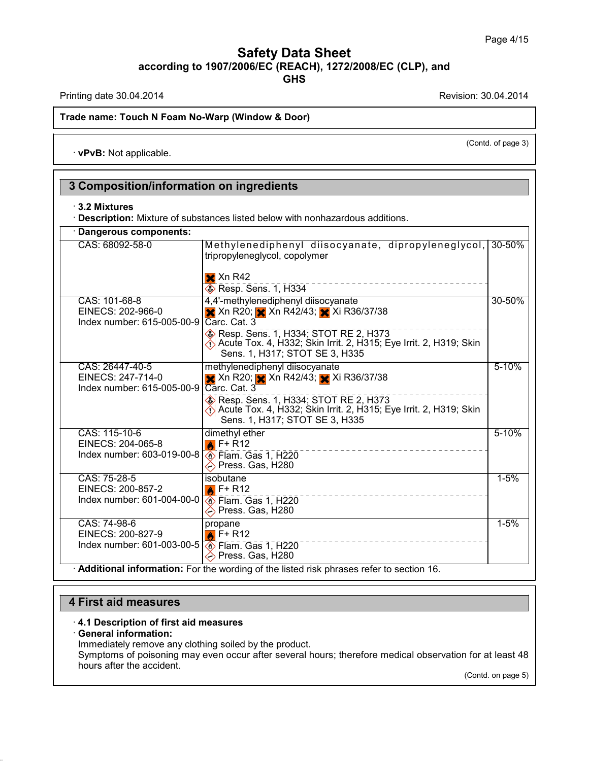# Safety Data Sheet
**according to 1907/2006/EC (REACH), 1272/2008/EC (CLP), and GHS**

Printing date 30.04.2014 | Revision: 30.04.2014

**Trade name: Touch N Foam No-Warp (Window & Door)**

(Contd. of page 3)

· **vPvB:** Not applicable.

## 3 Composition/information on ingredients

· **3.2 Mixtures**

· **Description:** Mixture of substances listed below with nonhazardous additions.

| · **Dangerous components:** | | |
|---|---|---|
| CAS: 68092-58-0 | Methylenediphenyl diisocyanate, dipropyleneglycol, tripropyleneglycol, copolymer<br><br>Xn R42<br>Resp. Sens. 1, H334 | 30-50% |
| CAS: 101-68-8<br>EINECS: 202-966-0<br>Index number: 615-005-00-9 | 4,4'-methylenediphenyl diisocyanate<br>Xn R20; Xn R42/43; Xi R36/37/38<br>Carc. Cat. 3<br>Resp. Sens. 1, H334; STOT RE 2, H373<br>Acute Tox. 4, H332; Skin Irrit. 2, H315; Eye Irrit. 2, H319; Skin Sens. 1, H317; STOT SE 3, H335 | 30-50% |
| CAS: 26447-40-5<br>EINECS: 247-714-0<br>Index number: 615-005-00-9 | methylenediphenyl diisocyanate<br>Xn R20; Xn R42/43; Xi R36/37/38<br>Carc. Cat. 3<br>Resp. Sens. 1, H334; STOT RE 2, H373<br>Acute Tox. 4, H332; Skin Irrit. 2, H315; Eye Irrit. 2, H319; Skin Sens. 1, H317; STOT SE 3, H335 | 5-10% |
| CAS: 115-10-6<br>EINECS: 204-065-8<br>Index number: 603-019-00-8 | dimethyl ether<br>F+ R12<br>Flam. Gas 1, H220<br>Press. Gas, H280 | 5-10% |
| CAS: 75-28-5<br>EINECS: 200-857-2<br>Index number: 601-004-00-0 | isobutane<br>F+ R12<br>Flam. Gas 1, H220<br>Press. Gas, H280 | 1-5% |
| CAS: 74-98-6<br>EINECS: 200-827-9<br>Index number: 601-003-00-5 | propane<br>F+ R12<br>Flam. Gas 1, H220<br>Press. Gas, H280 | 1-5% |

· **Additional information:** For the wording of the listed risk phrases refer to section 16.

## 4 First aid measures

· **4.1 Description of first aid measures**

· **General information:**

Immediately remove any clothing soiled by the product.

Symptoms of poisoning may even occur after several hours; therefore medical observation for at least 48 hours after the accident.

(Contd. on page 5)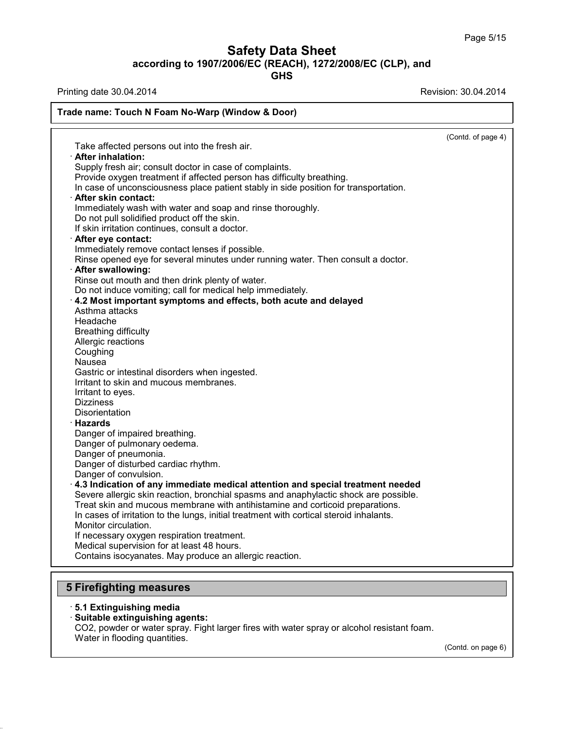(Contd. of page 4)

Take affected persons out into the fresh air.

· **After inhalation:**
Supply fresh air; consult doctor in case of complaints.
Provide oxygen treatment if affected person has difficulty breathing.
In case of unconsciousness place patient stably in side position for transportation.

· **After skin contact:**
Immediately wash with water and soap and rinse thoroughly.
Do not pull solidified product off the skin.
If skin irritation continues, consult a doctor.

· **After eye contact:**
Immediately remove contact lenses if possible.
Rinse opened eye for several minutes under running water. Then consult a doctor.

· **After swallowing:**
Rinse out mouth and then drink plenty of water.
Do not induce vomiting; call for medical help immediately.

· **4.2 Most important symptoms and effects, both acute and delayed**
Asthma attacks
Headache
Breathing difficulty
Allergic reactions
Coughing
Nausea
Gastric or intestinal disorders when ingested.
Irritant to skin and mucous membranes.
Irritant to eyes.
Dizziness
Disorientation

· **Hazards**
Danger of impaired breathing.
Danger of pulmonary oedema.
Danger of pneumonia.
Danger of disturbed cardiac rhythm.
Danger of convulsion.

· **4.3 Indication of any immediate medical attention and special treatment needed**
Severe allergic skin reaction, bronchial spasms and anaphylactic shock are possible.
Treat skin and mucous membrane with antihistamine and corticoid preparations.
In cases of irritation to the lungs, initial treatment with cortical steroid inhalants.
Monitor circulation.
If necessary oxygen respiration treatment.
Medical supervision for at least 48 hours.
Contains isocyanates. May produce an allergic reaction.

## 5 Firefighting measures

· **5.1 Extinguishing media**

· **Suitable extinguishing agents:**
$CO_2$, powder or water spray. Fight larger fires with water spray or alcohol resistant foam.
Water in flooding quantities.

(Contd. on page 6)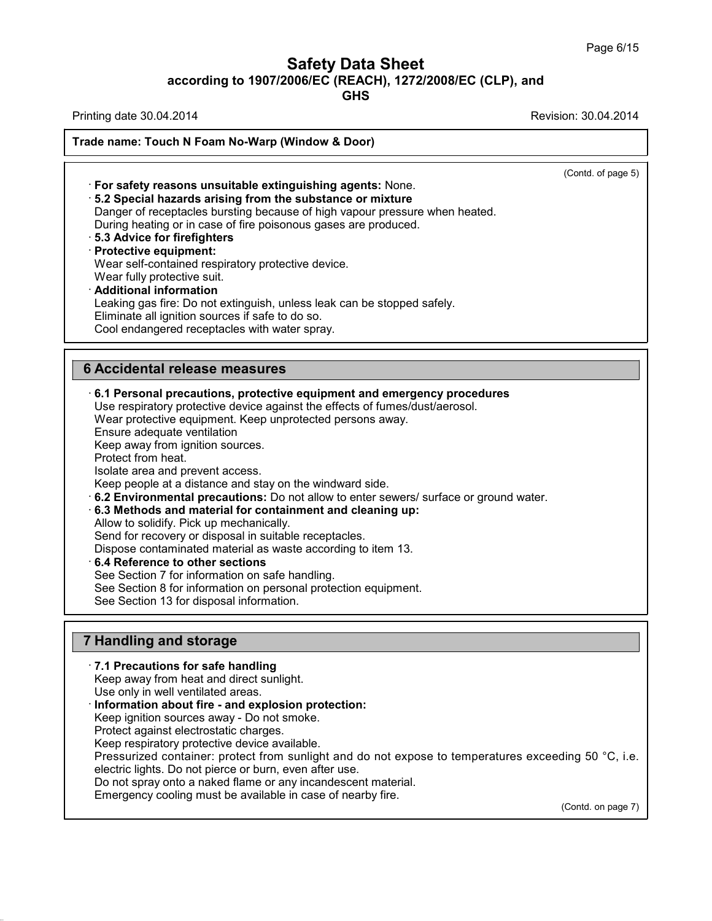(Contd. of page 5)

· **For safety reasons unsuitable extinguishing agents:** None.

· **5.2 Special hazards arising from the substance or mixture**
Danger of receptacles bursting because of high vapour pressure when heated.
During heating or in case of fire poisonous gases are produced.

· **5.3 Advice for firefighters**

· **Protective equipment:**
Wear self-contained respiratory protective device.
Wear fully protective suit.

· **Additional information**
Leaking gas fire: Do not extinguish, unless leak can be stopped safely.
Eliminate all ignition sources if safe to do so.
Cool endangered receptacles with water spray.

## 6 Accidental release measures

· **6.1 Personal precautions, protective equipment and emergency procedures**
Use respiratory protective device against the effects of fumes/dust/aerosol.
Wear protective equipment. Keep unprotected persons away.
Ensure adequate ventilation
Keep away from ignition sources.
Protect from heat.
Isolate area and prevent access.
Keep people at a distance and stay on the windward side.

· **6.2 Environmental precautions:** Do not allow to enter sewers/ surface or ground water.

· **6.3 Methods and material for containment and cleaning up:**
Allow to solidify. Pick up mechanically.
Send for recovery or disposal in suitable receptacles.
Dispose contaminated material as waste according to item 13.

· **6.4 Reference to other sections**
See Section 7 for information on safe handling.
See Section 8 for information on personal protection equipment.
See Section 13 for disposal information.

## 7 Handling and storage

· **7.1 Precautions for safe handling**
Keep away from heat and direct sunlight.
Use only in well ventilated areas.

· **Information about fire - and explosion protection:**
Keep ignition sources away - Do not smoke.
Protect against electrostatic charges.
Keep respiratory protective device available.
Pressurized container: protect from sunlight and do not expose to temperatures exceeding 50 °C, i.e. electric lights. Do not pierce or burn, even after use.
Do not spray onto a naked flame or any incandescent material.
Emergency cooling must be available in case of nearby fire.

(Contd. on page 7)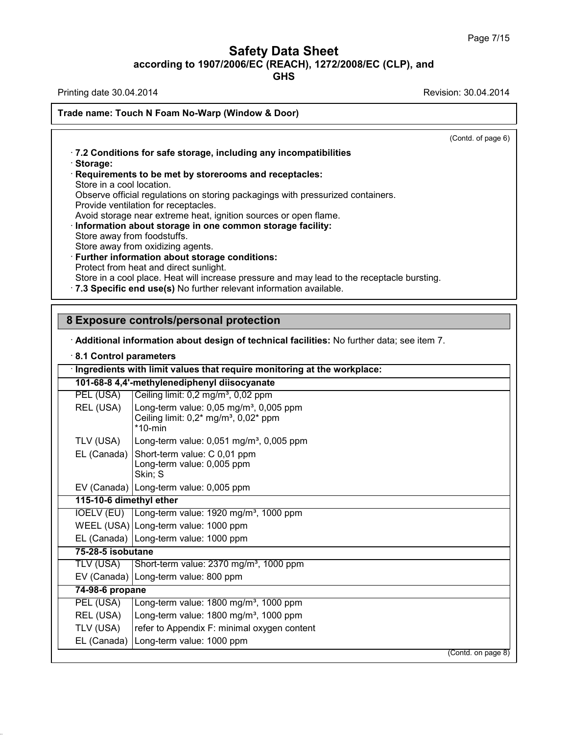(Contd. of page 6)

· **7.2 Conditions for safe storage, including any incompatibilities**
· **Storage:**
· **Requirements to be met by storerooms and receptacles:**
Store in a cool location.
Observe official regulations on storing packagings with pressurized containers.
Provide ventilation for receptacles.
Avoid storage near extreme heat, ignition sources or open flame.
· **Information about storage in one common storage facility:**
Store away from foodstuffs.
Store away from oxidizing agents.
· **Further information about storage conditions:**
Protect from heat and direct sunlight.
Store in a cool place. Heat will increase pressure and may lead to the receptacle bursting.
· **7.3 Specific end use(s)** No further relevant information available.

## 8 Exposure controls/personal protection

· **Additional information about design of technical facilities:** No further data; see item 7.

· **8.1 Control parameters**

| · Ingredients with limit values that require monitoring at the workplace: | |
|---|---|
| **101-68-8 4,4'-methylenediphenyl diisocyanate** | |
| PEL (USA) | Ceiling limit: 0,2 mg/m³, 0,02 ppm |
| REL (USA) | Long-term value: 0,05 mg/m³, 0,005 ppm<br>Ceiling limit: 0,2* mg/m³, 0,02* ppm<br>*10-min |
| TLV (USA) | Long-term value: 0,051 mg/m³, 0,005 ppm |
| EL (Canada) | Short-term value: C 0,01 ppm<br>Long-term value: 0,005 ppm<br>Skin; S |
| EV (Canada) | Long-term value: 0,005 ppm |
| **115-10-6 dimethyl ether** | |
| IOELV (EU) | Long-term value: 1920 mg/m³, 1000 ppm |
| WEEL (USA) | Long-term value: 1000 ppm |
| EL (Canada) | Long-term value: 1000 ppm |
| **75-28-5 isobutane** | |
| TLV (USA) | Short-term value: 2370 mg/m³, 1000 ppm |
| EV (Canada) | Long-term value: 800 ppm |
| **74-98-6 propane** | |
| PEL (USA) | Long-term value: 1800 mg/m³, 1000 ppm |
| REL (USA) | Long-term value: 1800 mg/m³, 1000 ppm |
| TLV (USA) | refer to Appendix F: minimal oxygen content |
| EL (Canada) | Long-term value: 1000 ppm |

(Contd. on page 8)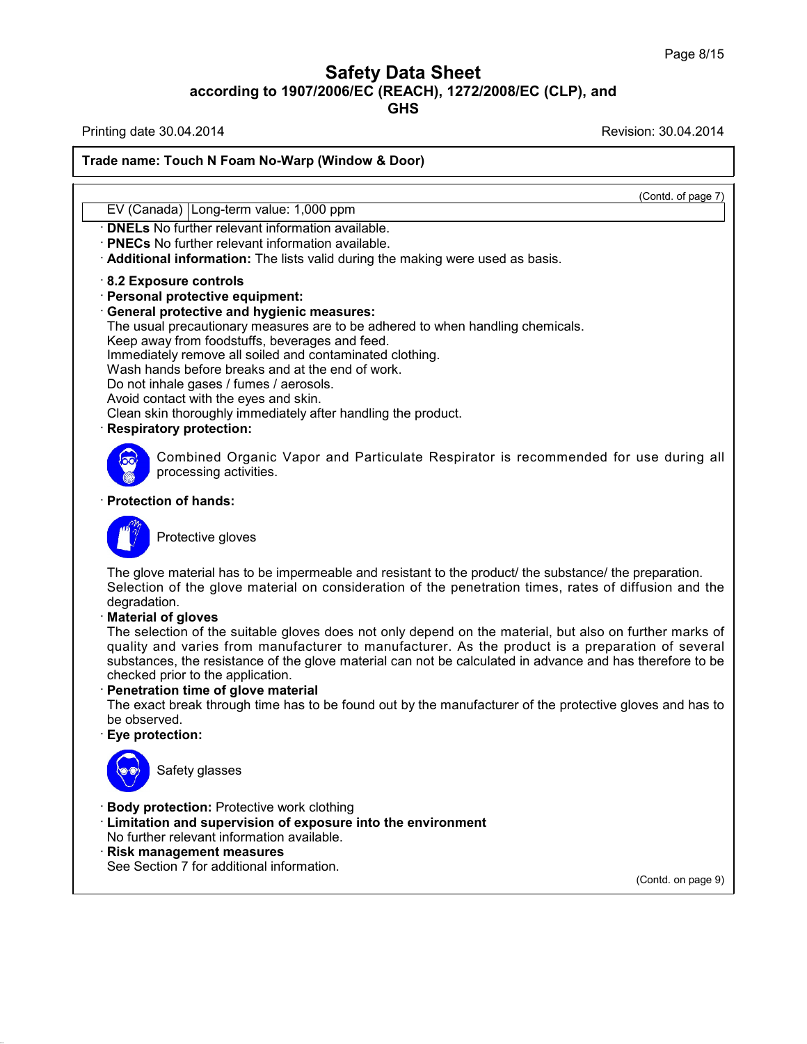**Trade name: Touch N Foam No-Warp (Window & Door)**

(Contd. of page 7)

| EV (Canada) | Long-term value: 1,000 ppm |
|---|---|

· **DNELs** No further relevant information available.
· **PNECs** No further relevant information available.
· **Additional information:** The lists valid during the making were used as basis.

· **8.2 Exposure controls**
· **Personal protective equipment:**
· **General protective and hygienic measures:**
The usual precautionary measures are to be adhered to when handling chemicals.
Keep away from foodstuffs, beverages and feed.
Immediately remove all soiled and contaminated clothing.
Wash hands before breaks and at the end of work.
Do not inhale gases / fumes / aerosols.
Avoid contact with the eyes and skin.
Clean skin thoroughly immediately after handling the product.
· **Respiratory protection:**

Combined Organic Vapor and Particulate Respirator is recommended for use during all processing activities.

· **Protection of hands:**

Protective gloves

The glove material has to be impermeable and resistant to the product/ the substance/ the preparation.
Selection of the glove material on consideration of the penetration times, rates of diffusion and the degradation.
· **Material of gloves**
The selection of the suitable gloves does not only depend on the material, but also on further marks of quality and varies from manufacturer to manufacturer. As the product is a preparation of several substances, the resistance of the glove material can not be calculated in advance and has therefore to be checked prior to the application.
· **Penetration time of glove material**
The exact break through time has to be found out by the manufacturer of the protective gloves and has to be observed.
· **Eye protection:**

Safety glasses

· **Body protection:** Protective work clothing
· **Limitation and supervision of exposure into the environment**
No further relevant information available.
· **Risk management measures**
See Section 7 for additional information.

(Contd. on page 9)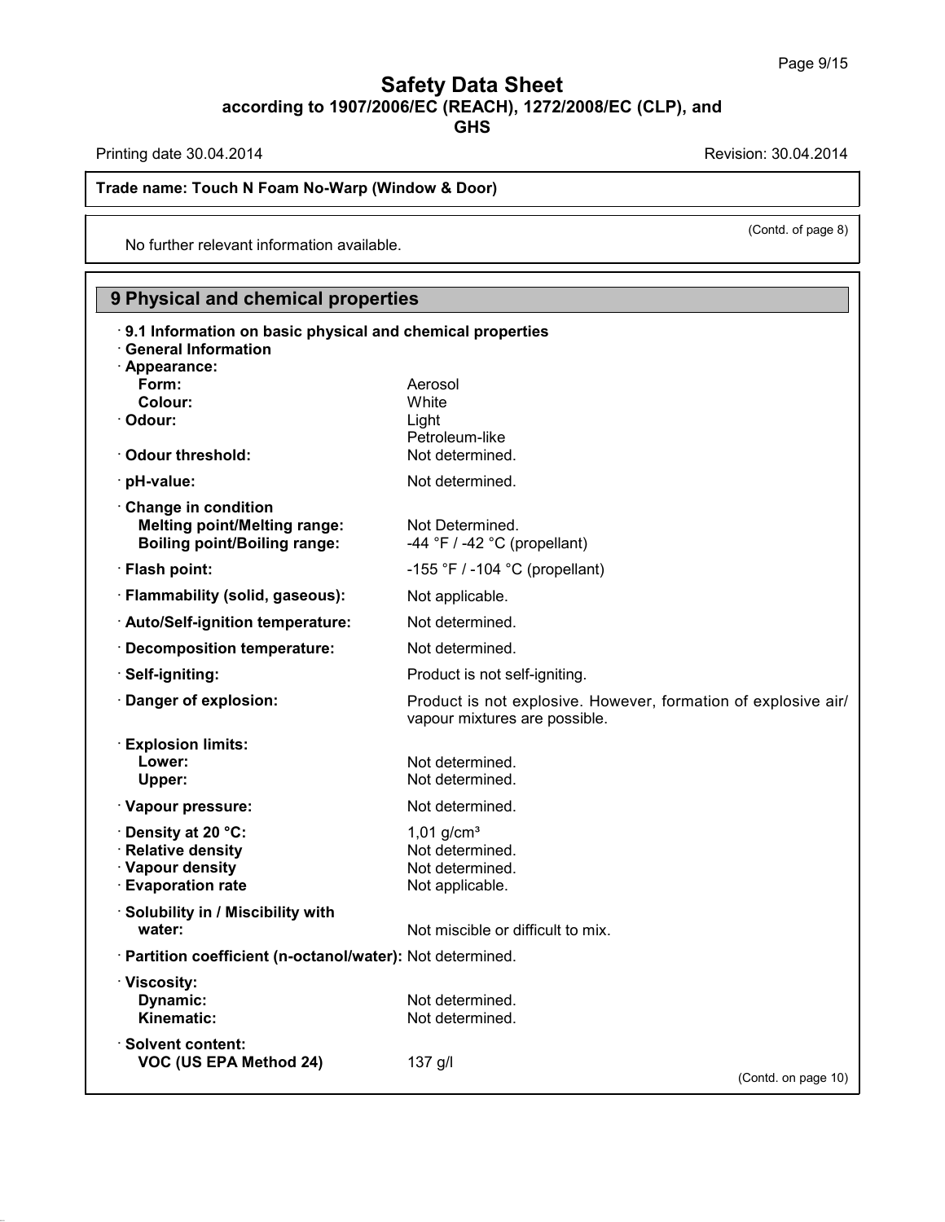**Trade name: Touch N Foam No-Warp (Window & Door)**

(Contd. of page 8)

No further relevant information available.

## 9 Physical and chemical properties

· **9.1 Information on basic physical and chemical properties**

· **General Information**

· **Appearance:**

| | |
|---|---|
| **Form:** | Aerosol |
| **Colour:** | White |
| · **Odour:** | Light Petroleum-like |
| · **Odour threshold:** | Not determined. |
| · **pH-value:** | Not determined. |
| · **Change in condition** | |
| **Melting point/Melting range:** | Not Determined. |
| **Boiling point/Boiling range:** | -44 °F / -42 °C (propellant) |
| · **Flash point:** | -155 °F / -104 °C (propellant) |
| · **Flammability (solid, gaseous):** | Not applicable. |
| · **Auto/Self-ignition temperature:** | Not determined. |
| · **Decomposition temperature:** | Not determined. |
| · **Self-igniting:** | Product is not self-igniting. |
| · **Danger of explosion:** | Product is not explosive. However, formation of explosive air/vapour mixtures are possible. |
| · **Explosion limits:** | |
| **Lower:** | Not determined. |
| **Upper:** | Not determined. |
| · **Vapour pressure:** | Not determined. |
| · **Density at 20 °C:** | 1,01 g/cm³ |
| · **Relative density** | Not determined. |
| · **Vapour density** | Not determined. |
| · **Evaporation rate** | Not applicable. |
| · **Solubility in / Miscibility with water:** | Not miscible or difficult to mix. |
| · **Partition coefficient (n-octanol/water):** | Not determined. |
| · **Viscosity:** | |
| **Dynamic:** | Not determined. |
| **Kinematic:** | Not determined. |
| · **Solvent content:** | |
| **VOC (US EPA Method 24)** | 137 g/l |

(Contd. on page 10)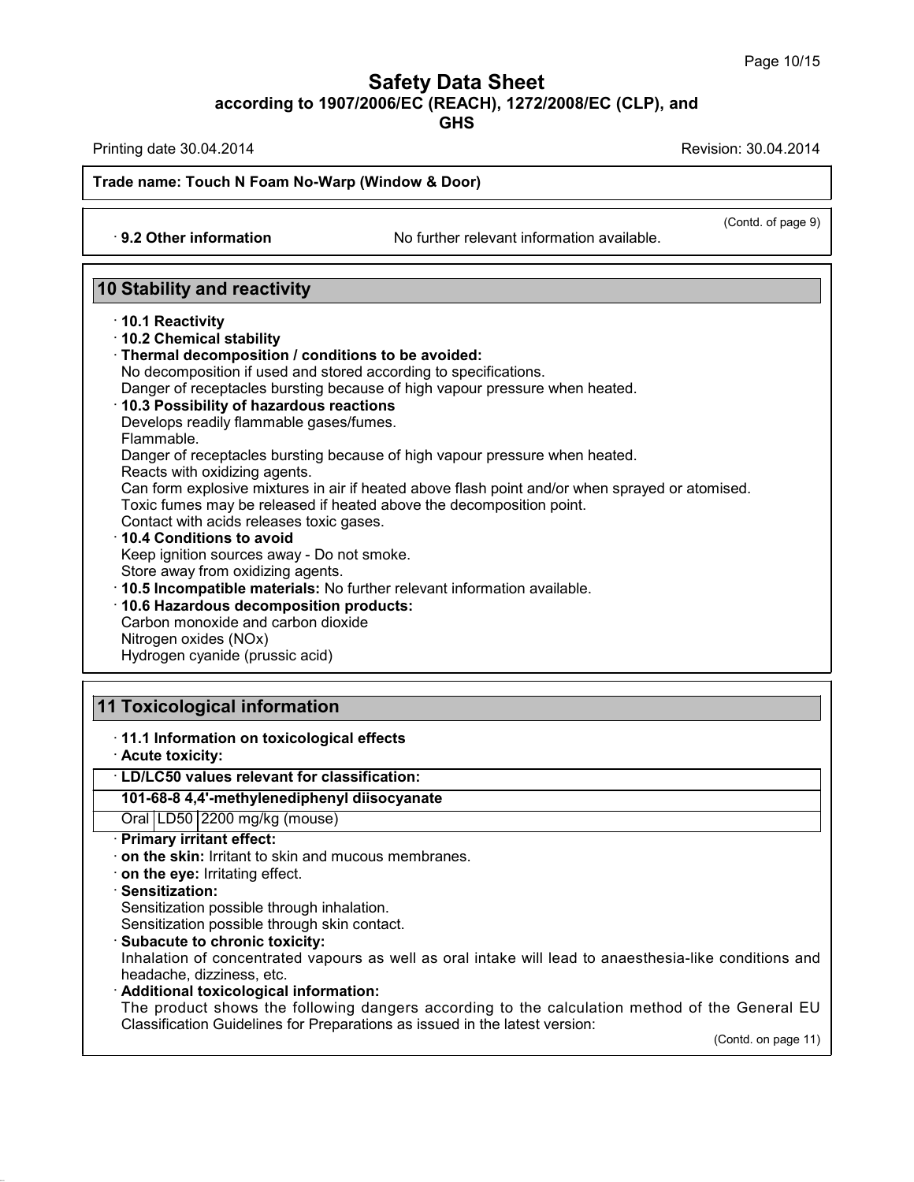**Trade name: Touch N Foam No-Warp (Window & Door)**

(Contd. of page 9)

· **9.2 Other information** No further relevant information available.

## 10 Stability and reactivity

· **10.1 Reactivity**
· **10.2 Chemical stability**
· **Thermal decomposition / conditions to be avoided:**
No decomposition if used and stored according to specifications.
Danger of receptacles bursting because of high vapour pressure when heated.
· **10.3 Possibility of hazardous reactions**
Develops readily flammable gases/fumes.
Flammable.
Danger of receptacles bursting because of high vapour pressure when heated.
Reacts with oxidizing agents.
Can form explosive mixtures in air if heated above flash point and/or when sprayed or atomised.
Toxic fumes may be released if heated above the decomposition point.
Contact with acids releases toxic gases.
· **10.4 Conditions to avoid**
Keep ignition sources away - Do not smoke.
Store away from oxidizing agents.
· **10.5 Incompatible materials:** No further relevant information available.
· **10.6 Hazardous decomposition products:**
Carbon monoxide and carbon dioxide
Nitrogen oxides (NOx)
Hydrogen cyanide (prussic acid)

## 11 Toxicological information

· **11.1 Information on toxicological effects**
· **Acute toxicity:**

| · LD/LC50 values relevant for classification: | | |
|---|---|---|
| **101-68-8 4,4'-methylenediphenyl diisocyanate** | | |
| Oral | LD50 | 2200 mg/kg (mouse) |

· **Primary irritant effect:**
· **on the skin:** Irritant to skin and mucous membranes.
· **on the eye:** Irritating effect.
· **Sensitization:**
Sensitization possible through inhalation.
Sensitization possible through skin contact.
· **Subacute to chronic toxicity:**
Inhalation of concentrated vapours as well as oral intake will lead to anaesthesia-like conditions and headache, dizziness, etc.
· **Additional toxicological information:**
The product shows the following dangers according to the calculation method of the General EU Classification Guidelines for Preparations as issued in the latest version:

(Contd. on page 11)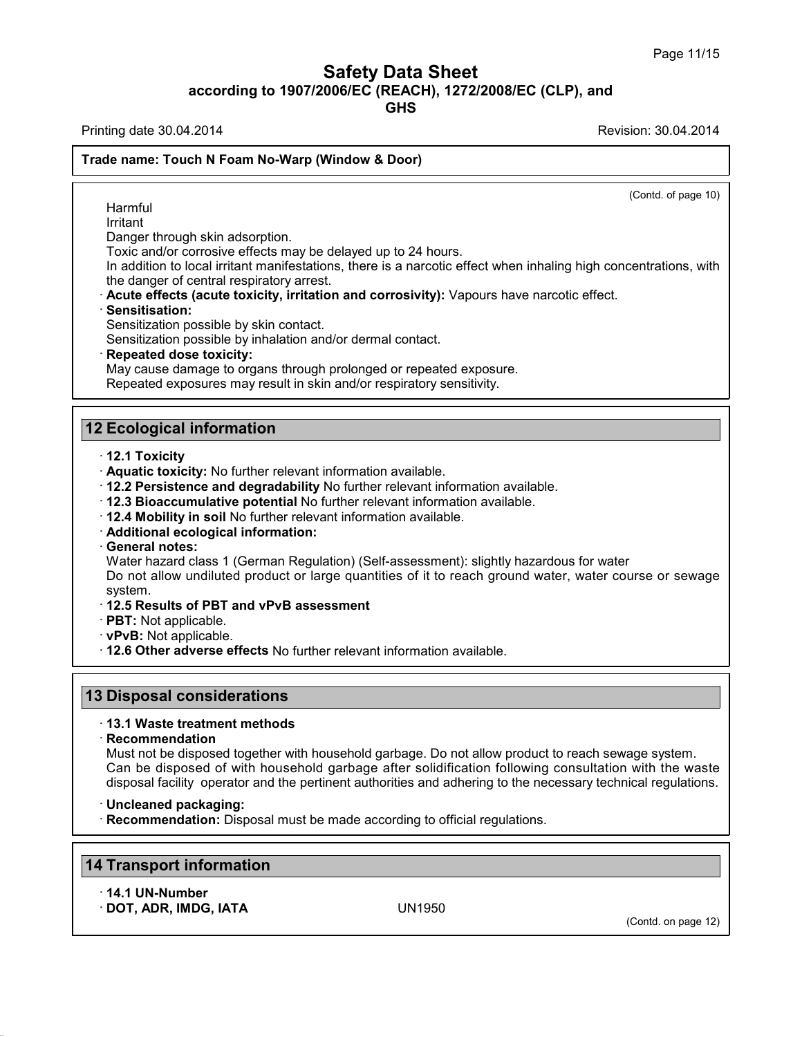**Trade name: Touch N Foam No-Warp (Window & Door)**

(Contd. of page 10)

Harmful
Irritant
Danger through skin adsorption.
Toxic and/or corrosive effects may be delayed up to 24 hours.
In addition to local irritant manifestations, there is a narcotic effect when inhaling high concentrations, with the danger of central respiratory arrest.

· **Acute effects (acute toxicity, irritation and corrosivity):** Vapours have narcotic effect.
· **Sensitisation:**
Sensitization possible by skin contact.
Sensitization possible by inhalation and/or dermal contact.
· **Repeated dose toxicity:**
May cause damage to organs through prolonged or repeated exposure.
Repeated exposures may result in skin and/or respiratory sensitivity.

## 12 Ecological information

· **12.1 Toxicity**
· **Aquatic toxicity:** No further relevant information available.
· **12.2 Persistence and degradability** No further relevant information available.
· **12.3 Bioaccumulative potential** No further relevant information available.
· **12.4 Mobility in soil** No further relevant information available.
· **Additional ecological information:**
· **General notes:**
Water hazard class 1 (German Regulation) (Self-assessment): slightly hazardous for water
Do not allow undiluted product or large quantities of it to reach ground water, water course or sewage system.
· **12.5 Results of PBT and vPvB assessment**
· **PBT:** Not applicable.
· **vPvB:** Not applicable.
· **12.6 Other adverse effects** No further relevant information available.

## 13 Disposal considerations

· **13.1 Waste treatment methods**
· **Recommendation**
Must not be disposed together with household garbage. Do not allow product to reach sewage system.
Can be disposed of with household garbage after solidification following consultation with the waste disposal facility operator and the pertinent authorities and adhering to the necessary technical regulations.

· **Uncleaned packaging:**
· **Recommendation:** Disposal must be made according to official regulations.

## 14 Transport information

· **14.1 UN-Number**
· **DOT, ADR, IMDG, IATA** UN1950

(Contd. on page 12)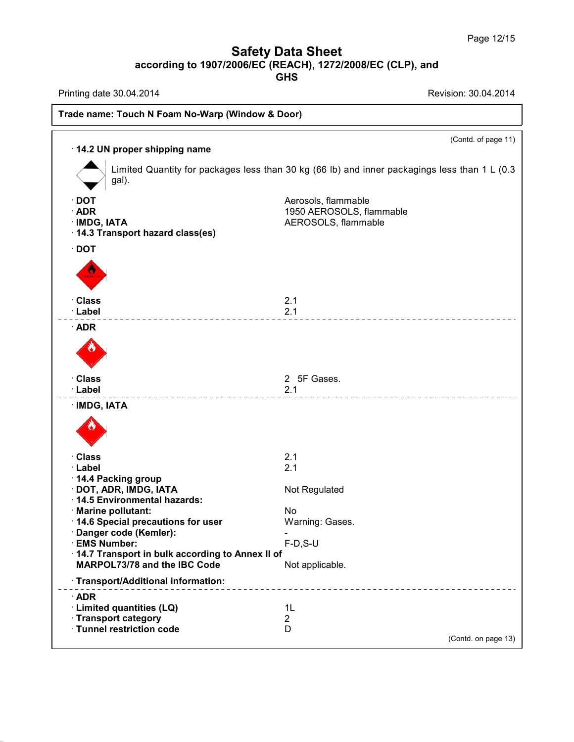Safety Data Sheet
according to 1907/2006/EC (REACH), 1272/2008/EC (CLP), and GHS

Printing date 30.04.2014 | Revision: 30.04.2014

**Trade name: Touch N Foam No-Warp (Window & Door)**

(Contd. of page 11)

· **14.2 UN proper shipping name**

Limited Quantity for packages less than 30 kg (66 lb) and inner packagings less than 1 L (0.3 gal).

| | |
|---|---|
| · **DOT** | Aerosols, flammable |
| · **ADR** | 1950 AEROSOLS, flammable |
| · **IMDG, IATA** | AEROSOLS, flammable |

· **14.3 Transport hazard class(es)**

· **DOT**

| | |
|---|---|
| · **Class** | 2.1 |
| · **Label** | 2.1 |

---

· **ADR**

| | |
|---|---|
| · **Class** | 2 5F Gases. |
| · **Label** | 2.1 |

---

· **IMDG, IATA**

| | |
|---|---|
| · **Class** | 2.1 |
| · **Label** | 2.1 |
| · **14.4 Packing group** | |
| · **DOT, ADR, IMDG, IATA** | Not Regulated |
| · **14.5 Environmental hazards:** | |
| · **Marine pollutant:** | No |
| · **14.6 Special precautions for user** | Warning: Gases. |
| · **Danger code (Kemler):** | - |
| · **EMS Number:** | F-D,S-U |
| · **14.7 Transport in bulk according to Annex II of MARPOL73/78 and the IBC Code** | Not applicable. |

· **Transport/Additional information:**

---

· **ADR**

| | |
|---|---|
| · **Limited quantities (LQ)** | 1L |
| · **Transport category** | 2 |
| · **Tunnel restriction code** | D |

(Contd. on page 13)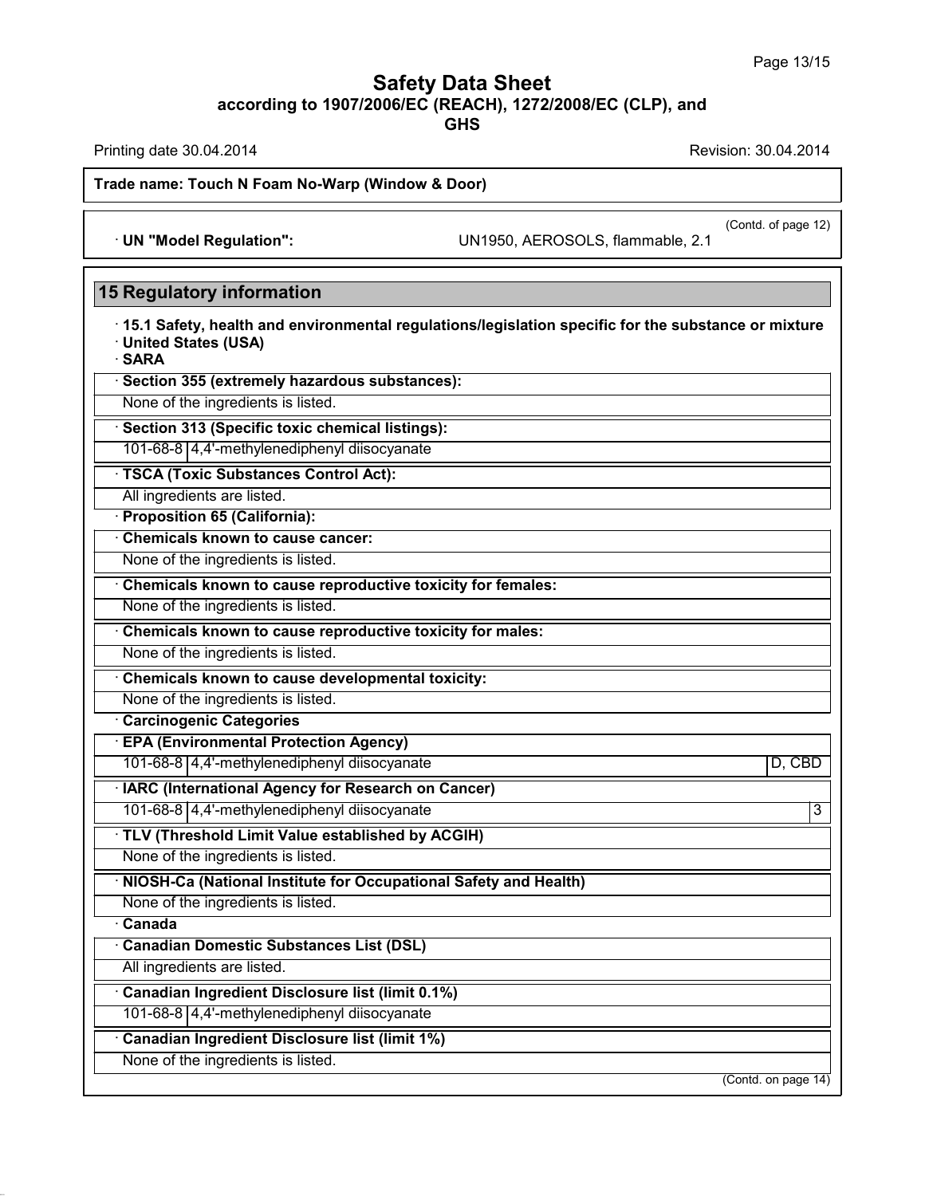(Contd. of page 12)

· **UN "Model Regulation":** UN1950, AEROSOLS, flammable, 2.1

## 15 Regulatory information

· **15.1 Safety, health and environmental regulations/legislation specific for the substance or mixture**
· **United States (USA)**
· **SARA**

· **Section 355 (extremely hazardous substances):**

None of the ingredients is listed.

· **Section 313 (Specific toxic chemical listings):**

| 101-68-8 | 4,4'-methylenediphenyl diisocyanate |
|---|---|

· **TSCA (Toxic Substances Control Act):**

All ingredients are listed.

· **Proposition 65 (California):**

· **Chemicals known to cause cancer:**

None of the ingredients is listed.

· **Chemicals known to cause reproductive toxicity for females:**

None of the ingredients is listed.

· **Chemicals known to cause reproductive toxicity for males:**

None of the ingredients is listed.

· **Chemicals known to cause developmental toxicity:**

None of the ingredients is listed.

· **Carcinogenic Categories**

· **EPA (Environmental Protection Agency)**

| 101-68-8 | 4,4'-methylenediphenyl diisocyanate | D, CBD |
|---|---|---|

· **IARC (International Agency for Research on Cancer)**

| 101-68-8 | 4,4'-methylenediphenyl diisocyanate | 3 |
|---|---|---|

· **TLV (Threshold Limit Value established by ACGIH)**

None of the ingredients is listed.

· **NIOSH-Ca (National Institute for Occupational Safety and Health)**

None of the ingredients is listed.

· **Canada**

· **Canadian Domestic Substances List (DSL)**

All ingredients are listed.

· **Canadian Ingredient Disclosure list (limit 0.1%)**

| 101-68-8 | 4,4'-methylenediphenyl diisocyanate |
|---|---|

· **Canadian Ingredient Disclosure list (limit 1%)**

None of the ingredients is listed.

(Contd. on page 14)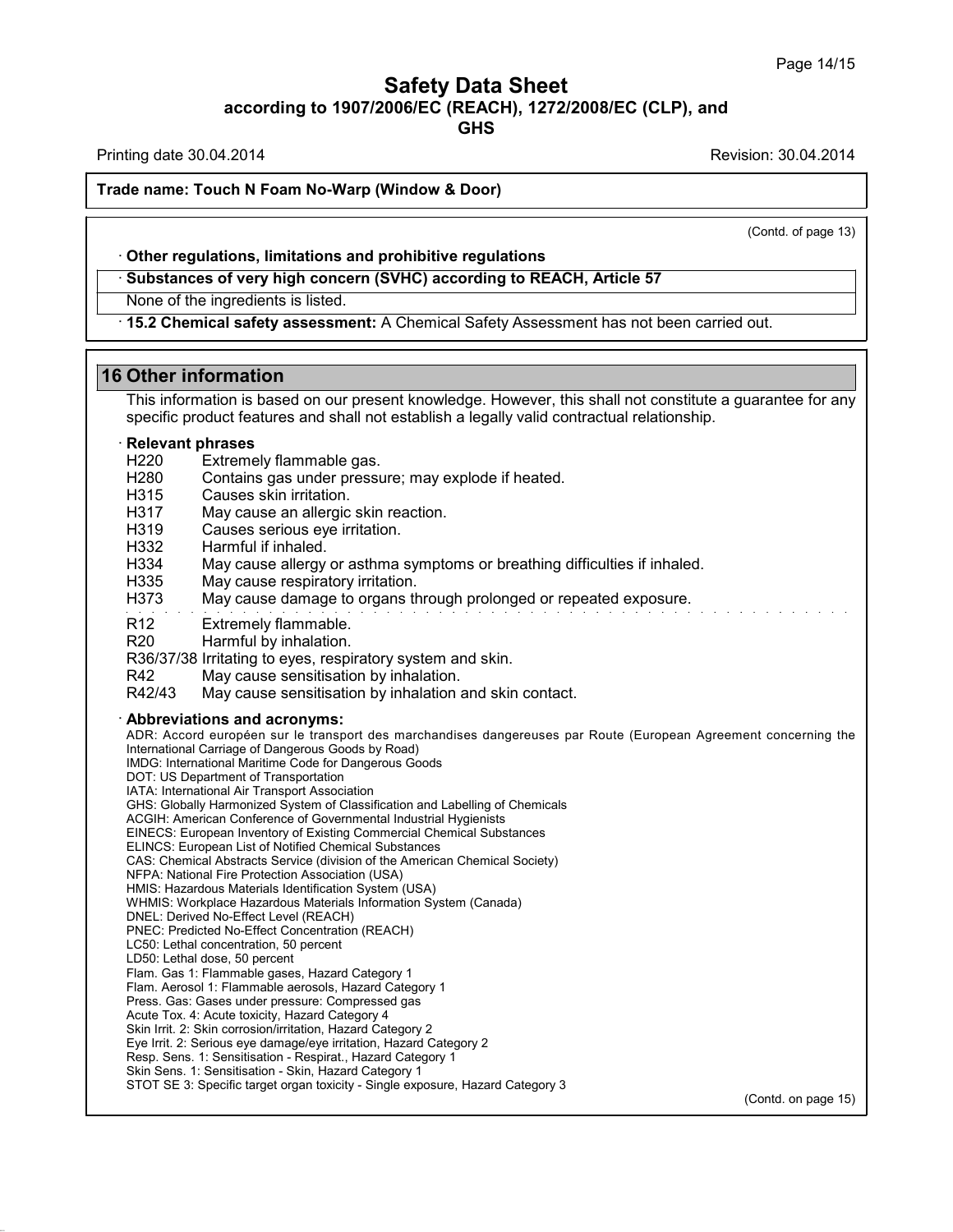(Contd. of page 13)

· **Other regulations, limitations and prohibitive regulations**

· **Substances of very high concern (SVHC) according to REACH, Article 57**

None of the ingredients is listed.

· **15.2 Chemical safety assessment:** A Chemical Safety Assessment has not been carried out.

## 16 Other information

This information is based on our present knowledge. However, this shall not constitute a guarantee for any specific product features and shall not establish a legally valid contractual relationship.

· **Relevant phrases**

H220 Extremely flammable gas.
H280 Contains gas under pressure; may explode if heated.
H315 Causes skin irritation.
H317 May cause an allergic skin reaction.
H319 Causes serious eye irritation.
H332 Harmful if inhaled.
H334 May cause allergy or asthma symptoms or breathing difficulties if inhaled.
H335 May cause respiratory irritation.
H373 May cause damage to organs through prolonged or repeated exposure.

R12 Extremely flammable.
R20 Harmful by inhalation.
R36/37/38 Irritating to eyes, respiratory system and skin.
R42 May cause sensitisation by inhalation.
R42/43 May cause sensitisation by inhalation and skin contact.

· **Abbreviations and acronyms:**

ADR: Accord européen sur le transport des marchandises dangereuses par Route (European Agreement concerning the International Carriage of Dangerous Goods by Road)
IMDG: International Maritime Code for Dangerous Goods
DOT: US Department of Transportation
IATA: International Air Transport Association
GHS: Globally Harmonized System of Classification and Labelling of Chemicals
ACGIH: American Conference of Governmental Industrial Hygienists
EINECS: European Inventory of Existing Commercial Chemical Substances
ELINCS: European List of Notified Chemical Substances
CAS: Chemical Abstracts Service (division of the American Chemical Society)
NFPA: National Fire Protection Association (USA)
HMIS: Hazardous Materials Identification System (USA)
WHMIS: Workplace Hazardous Materials Information System (Canada)
DNEL: Derived No-Effect Level (REACH)
PNEC: Predicted No-Effect Concentration (REACH)
LC50: Lethal concentration, 50 percent
LD50: Lethal dose, 50 percent
Flam. Gas 1: Flammable gases, Hazard Category 1
Flam. Aerosol 1: Flammable aerosols, Hazard Category 1
Press. Gas: Gases under pressure: Compressed gas
Acute Tox. 4: Acute toxicity, Hazard Category 4
Skin Irrit. 2: Skin corrosion/irritation, Hazard Category 2
Eye Irrit. 2: Serious eye damage/eye irritation, Hazard Category 2
Resp. Sens. 1: Sensitisation - Respirat., Hazard Category 1
Skin Sens. 1: Sensitisation - Skin, Hazard Category 1
STOT SE 3: Specific target organ toxicity - Single exposure, Hazard Category 3

(Contd. on page 15)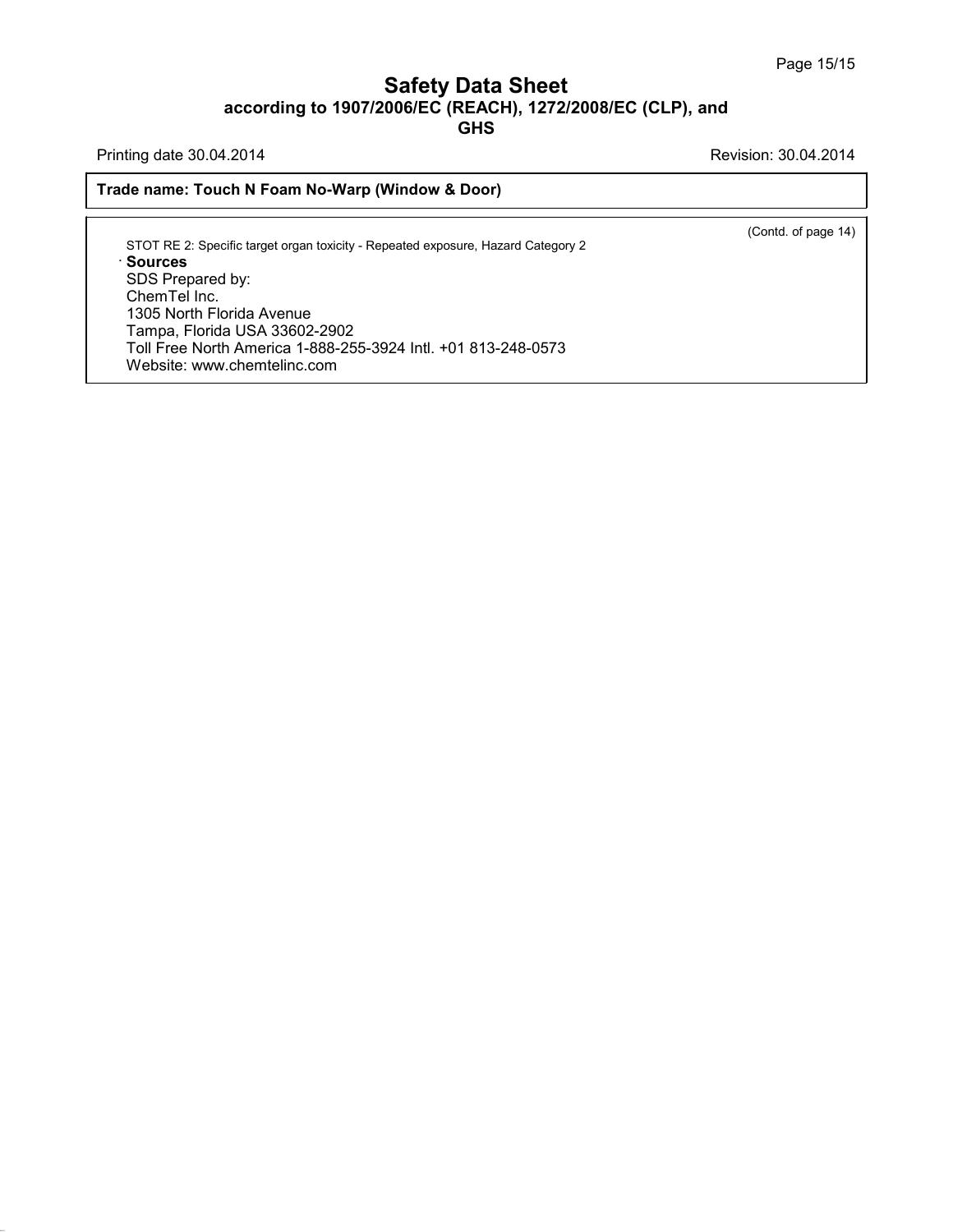(Contd. of page 14)

STOT RE 2: Specific target organ toxicity - Repeated exposure, Hazard Category 2

· **Sources**

SDS Prepared by:
ChemTel Inc.
1305 North Florida Avenue
Tampa, Florida USA 33602-2902
Toll Free North America 1-888-255-3924 Intl. +01 813-248-0573
Website: www.chemtelinc.com